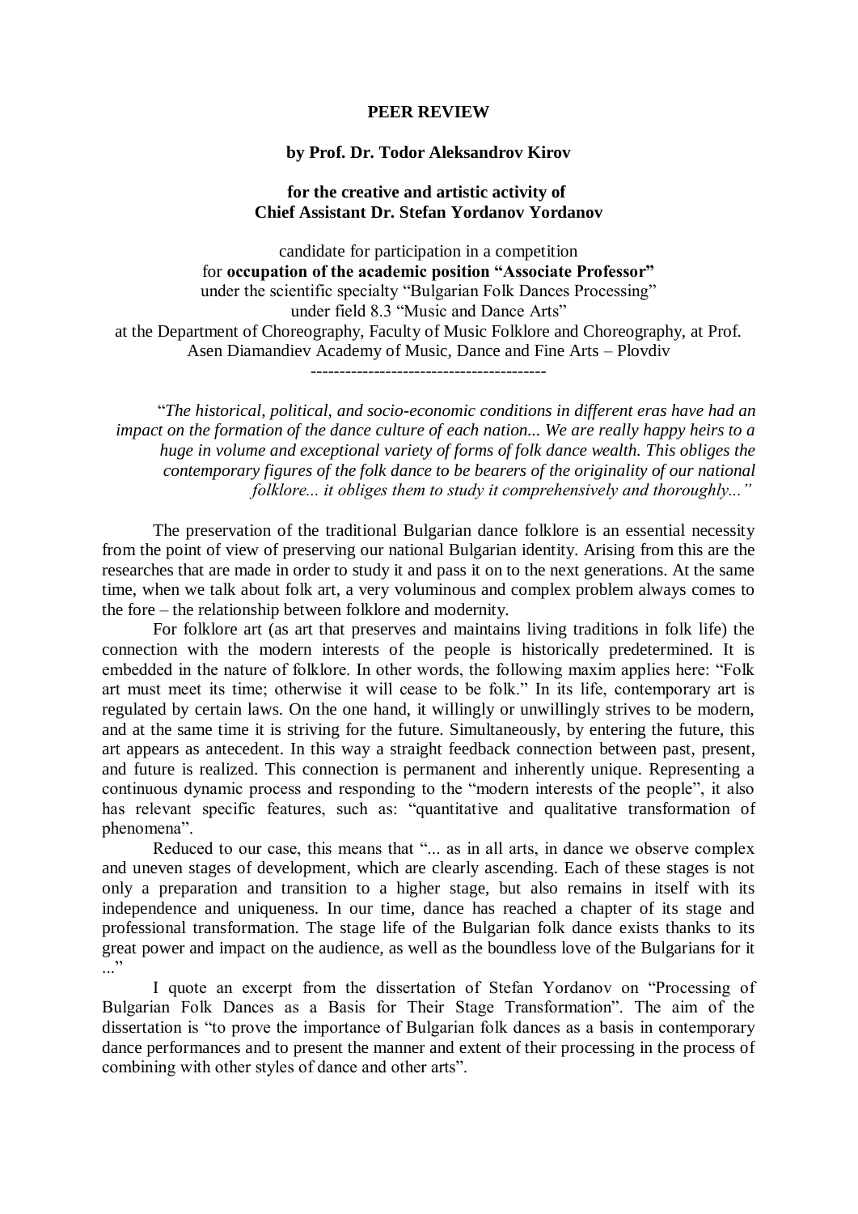# PEER REVIEW

## by Prof. Dr. Todor Aleksandrov Kirov

### for the creative and artistic activity of Chief Assistant Dr. Stefan Yordanov Yordanov

candidate for participation in a competition
for **occupation of the academic position "Associate Professor"**
under the scientific specialty "Bulgarian Folk Dances Processing"
under field 8.3 "Music and Dance Arts"
at the Department of Choreography, Faculty of Music Folklore and Choreography, at Prof. Asen Diamandiev Academy of Music, Dance and Fine Arts – Plovdiv

----------------------------------------

*"The historical, political, and socio-economic conditions in different eras have had an impact on the formation of the dance culture of each nation... We are really happy heirs to a huge in volume and exceptional variety of forms of folk dance wealth. This obliges the contemporary figures of the folk dance to be bearers of the originality of our national folklore... it obliges them to study it comprehensively and thoroughly..."*

The preservation of the traditional Bulgarian dance folklore is an essential necessity from the point of view of preserving our national Bulgarian identity. Arising from this are the researches that are made in order to study it and pass it on to the next generations. At the same time, when we talk about folk art, a very voluminous and complex problem always comes to the fore – the relationship between folklore and modernity.

For folklore art (as art that preserves and maintains living traditions in folk life) the connection with the modern interests of the people is historically predetermined. It is embedded in the nature of folklore. In other words, the following maxim applies here: "Folk art must meet its time; otherwise it will cease to be folk." In its life, contemporary art is regulated by certain laws. On the one hand, it willingly or unwillingly strives to be modern, and at the same time it is striving for the future. Simultaneously, by entering the future, this art appears as antecedent. In this way a straight feedback connection between past, present, and future is realized. This connection is permanent and inherently unique. Representing a continuous dynamic process and responding to the "modern interests of the people", it also has relevant specific features, such as: "quantitative and qualitative transformation of phenomena".

Reduced to our case, this means that "... as in all arts, in dance we observe complex and uneven stages of development, which are clearly ascending. Each of these stages is not only a preparation and transition to a higher stage, but also remains in itself with its independence and uniqueness. In our time, dance has reached a chapter of its stage and professional transformation. The stage life of the Bulgarian folk dance exists thanks to its great power and impact on the audience, as well as the boundless love of the Bulgarians for it ..."

I quote an excerpt from the dissertation of Stefan Yordanov on "Processing of Bulgarian Folk Dances as a Basis for Their Stage Transformation". The aim of the dissertation is "to prove the importance of Bulgarian folk dances as a basis in contemporary dance performances and to present the manner and extent of their processing in the process of combining with other styles of dance and other arts".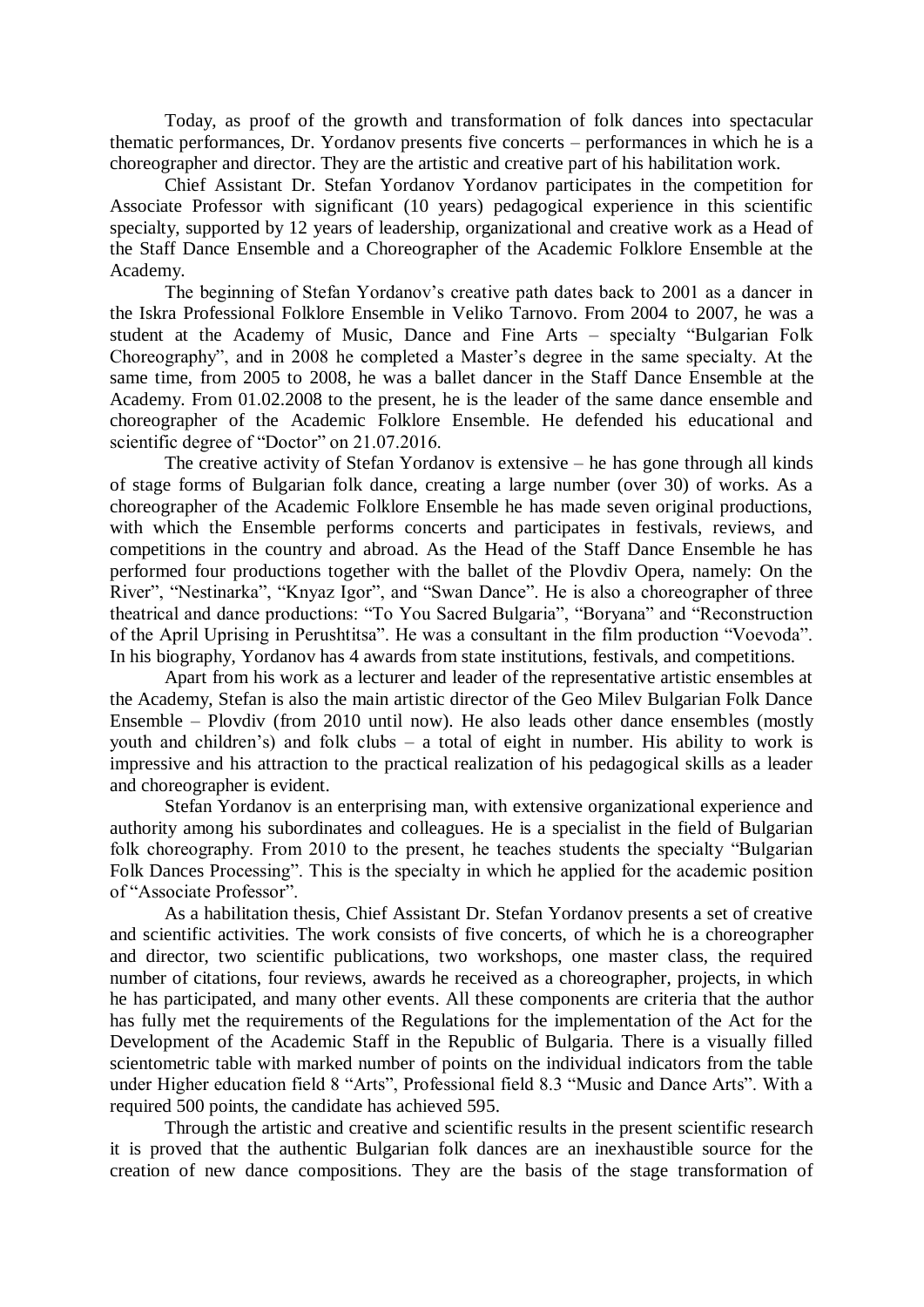Today, as proof of the growth and transformation of folk dances into spectacular thematic performances, Dr. Yordanov presents five concerts – performances in which he is a choreographer and director. They are the artistic and creative part of his habilitation work.

Chief Assistant Dr. Stefan Yordanov Yordanov participates in the competition for Associate Professor with significant (10 years) pedagogical experience in this scientific specialty, supported by 12 years of leadership, organizational and creative work as a Head of the Staff Dance Ensemble and a Choreographer of the Academic Folklore Ensemble at the Academy.

The beginning of Stefan Yordanov's creative path dates back to 2001 as a dancer in the Iskra Professional Folklore Ensemble in Veliko Tarnovo. From 2004 to 2007, he was a student at the Academy of Music, Dance and Fine Arts – specialty "Bulgarian Folk Choreography", and in 2008 he completed a Master's degree in the same specialty. At the same time, from 2005 to 2008, he was a ballet dancer in the Staff Dance Ensemble at the Academy. From 01.02.2008 to the present, he is the leader of the same dance ensemble and choreographer of the Academic Folklore Ensemble. He defended his educational and scientific degree of "Doctor" on 21.07.2016.

The creative activity of Stefan Yordanov is extensive – he has gone through all kinds of stage forms of Bulgarian folk dance, creating a large number (over 30) of works. As a choreographer of the Academic Folklore Ensemble he has made seven original productions, with which the Ensemble performs concerts and participates in festivals, reviews, and competitions in the country and abroad. As the Head of the Staff Dance Ensemble he has performed four productions together with the ballet of the Plovdiv Opera, namely: On the River", "Nestinarka", "Knyaz Igor", and "Swan Dance". He is also a choreographer of three theatrical and dance productions: "To You Sacred Bulgaria", "Boryana" and "Reconstruction of the April Uprising in Perushtitsa". He was a consultant in the film production "Voevoda". In his biography, Yordanov has 4 awards from state institutions, festivals, and competitions.

Apart from his work as a lecturer and leader of the representative artistic ensembles at the Academy, Stefan is also the main artistic director of the Geo Milev Bulgarian Folk Dance Ensemble – Plovdiv (from 2010 until now). He also leads other dance ensembles (mostly youth and children's) and folk clubs – a total of eight in number. His ability to work is impressive and his attraction to the practical realization of his pedagogical skills as a leader and choreographer is evident.

Stefan Yordanov is an enterprising man, with extensive organizational experience and authority among his subordinates and colleagues. He is a specialist in the field of Bulgarian folk choreography. From 2010 to the present, he teaches students the specialty "Bulgarian Folk Dances Processing". This is the specialty in which he applied for the academic position of "Associate Professor".

As a habilitation thesis, Chief Assistant Dr. Stefan Yordanov presents a set of creative and scientific activities. The work consists of five concerts, of which he is a choreographer and director, two scientific publications, two workshops, one master class, the required number of citations, four reviews, awards he received as a choreographer, projects, in which he has participated, and many other events. All these components are criteria that the author has fully met the requirements of the Regulations for the implementation of the Act for the Development of the Academic Staff in the Republic of Bulgaria. There is a visually filled scientometric table with marked number of points on the individual indicators from the table under Higher education field 8 "Arts", Professional field 8.3 "Music and Dance Arts". With a required 500 points, the candidate has achieved 595.

Through the artistic and creative and scientific results in the present scientific research it is proved that the authentic Bulgarian folk dances are an inexhaustible source for the creation of new dance compositions. They are the basis of the stage transformation of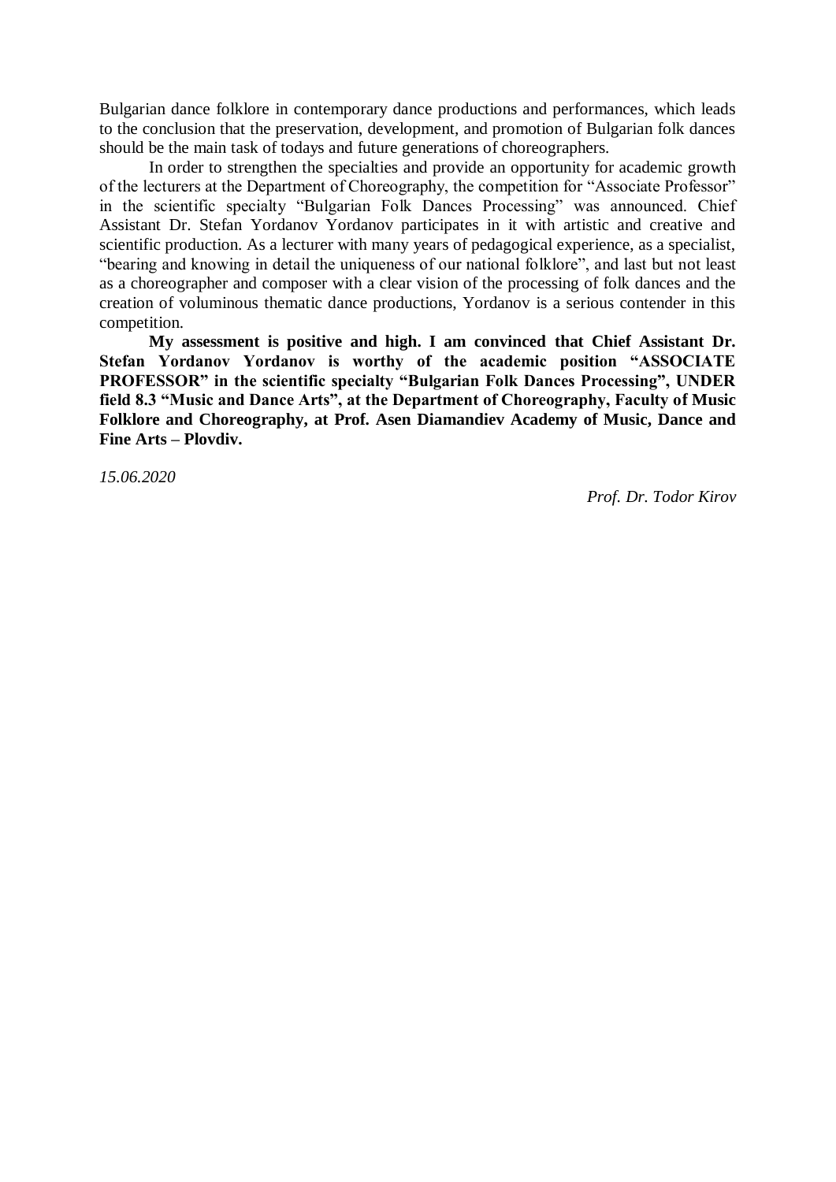Bulgarian dance folklore in contemporary dance productions and performances, which leads to the conclusion that the preservation, development, and promotion of Bulgarian folk dances should be the main task of todays and future generations of choreographers.

In order to strengthen the specialties and provide an opportunity for academic growth of the lecturers at the Department of Choreography, the competition for "Associate Professor" in the scientific specialty "Bulgarian Folk Dances Processing" was announced. Chief Assistant Dr. Stefan Yordanov Yordanov participates in it with artistic and creative and scientific production. As a lecturer with many years of pedagogical experience, as a specialist, "bearing and knowing in detail the uniqueness of our national folklore", and last but not least as a choreographer and composer with a clear vision of the processing of folk dances and the creation of voluminous thematic dance productions, Yordanov is a serious contender in this competition.

**My assessment is positive and high. I am convinced that Chief Assistant Dr. Stefan Yordanov Yordanov is worthy of the academic position "ASSOCIATE PROFESSOR" in the scientific specialty "Bulgarian Folk Dances Processing", UNDER field 8.3 "Music and Dance Arts", at the Department of Choreography, Faculty of Music Folklore and Choreography, at Prof. Asen Diamandiev Academy of Music, Dance and Fine Arts – Plovdiv.**

*15.06.2020*

*Prof. Dr. Todor Kirov*